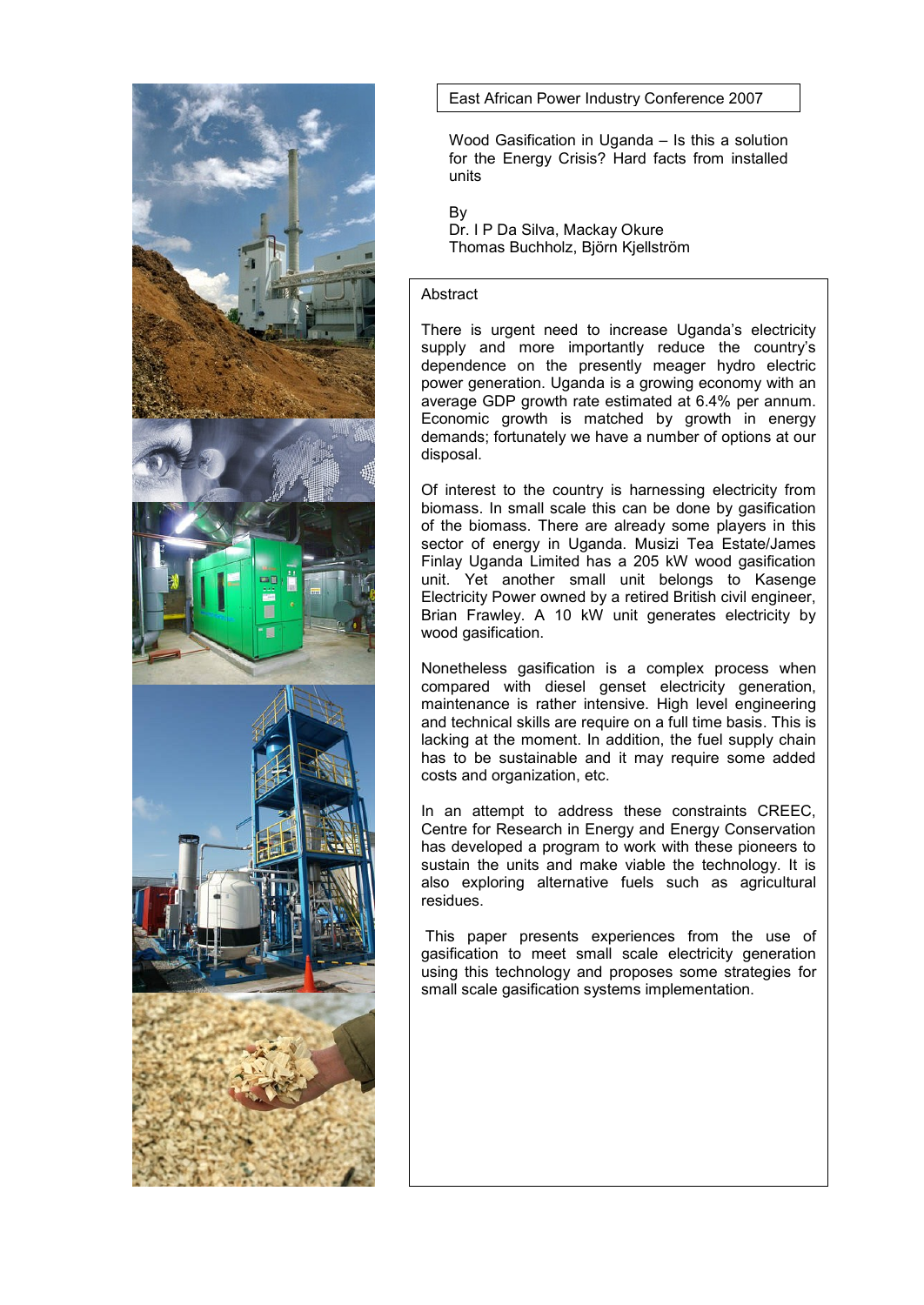East African Power Industry Conference 2007

# Wood Gasification in Uganda – Is this a solution for the Energy Crisis? Hard facts from installed units

By
Dr. I P Da Silva, Mackay Okure
Thomas Buchholz, Björn Kjellström

## Abstract

There is urgent need to increase Uganda's electricity supply and more importantly reduce the country's dependence on the presently meager hydro electric power generation. Uganda is a growing economy with an average GDP growth rate estimated at 6.4% per annum. Economic growth is matched by growth in energy demands; fortunately we have a number of options at our disposal.

Of interest to the country is harnessing electricity from biomass. In small scale this can be done by gasification of the biomass. There are already some players in this sector of energy in Uganda. Musizi Tea Estate/James Finlay Uganda Limited has a 205 kW wood gasification unit. Yet another small unit belongs to Kasenge Electricity Power owned by a retired British civil engineer, Brian Frawley. A 10 kW unit generates electricity by wood gasification.

Nonetheless gasification is a complex process when compared with diesel genset electricity generation, maintenance is rather intensive. High level engineering and technical skills are require on a full time basis. This is lacking at the moment. In addition, the fuel supply chain has to be sustainable and it may require some added costs and organization, etc.

In an attempt to address these constraints CREEC, Centre for Research in Energy and Energy Conservation has developed a program to work with these pioneers to sustain the units and make viable the technology. It is also exploring alternative fuels such as agricultural residues.

This paper presents experiences from the use of gasification to meet small scale electricity generation using this technology and proposes some strategies for small scale gasification systems implementation.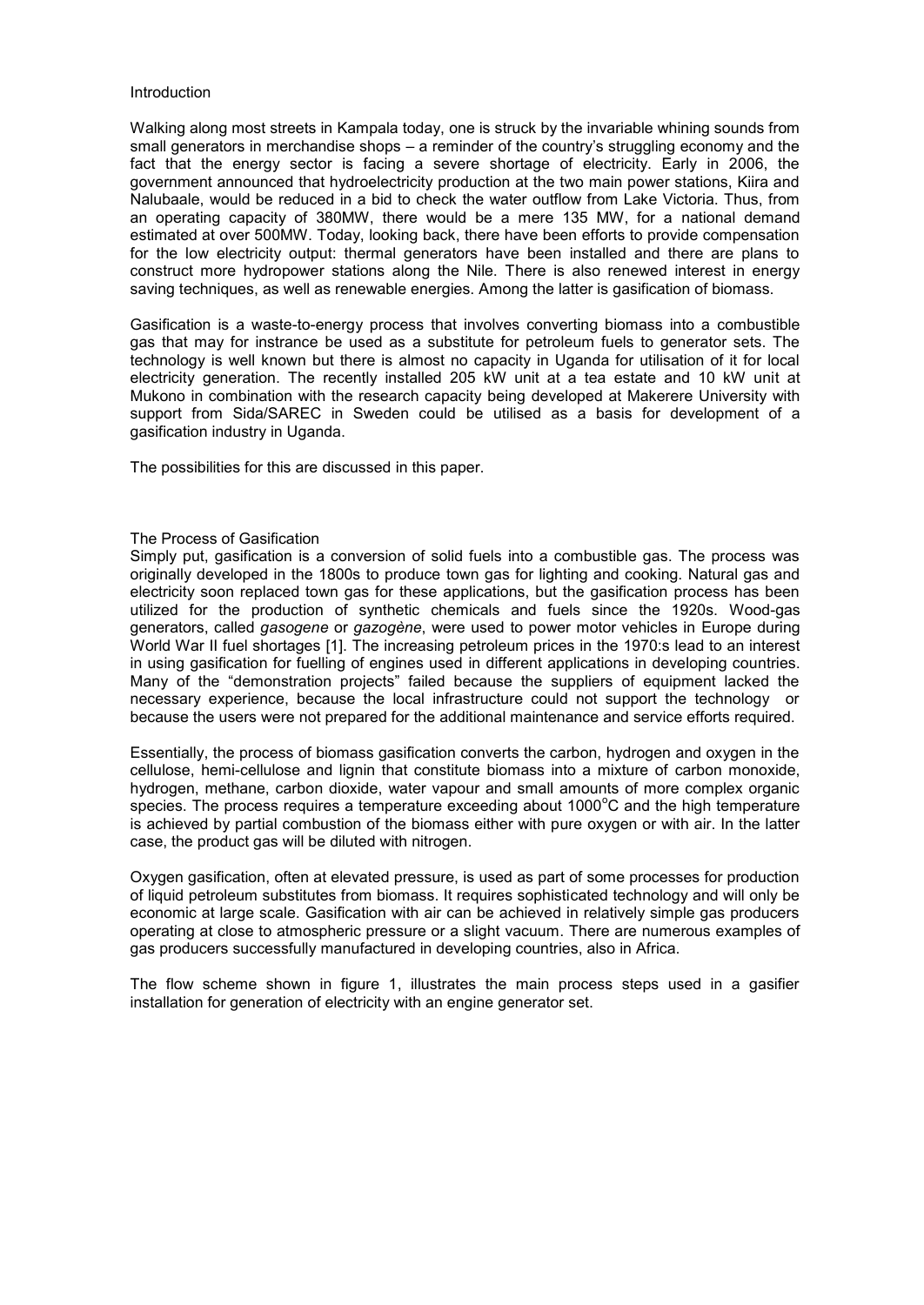## Introduction

Walking along most streets in Kampala today, one is struck by the invariable whining sounds from small generators in merchandise shops – a reminder of the country's struggling economy and the fact that the energy sector is facing a severe shortage of electricity. Early in 2006, the government announced that hydroelectricity production at the two main power stations, Kiira and Nalubaale, would be reduced in a bid to check the water outflow from Lake Victoria. Thus, from an operating capacity of 380MW, there would be a mere 135 MW, for a national demand estimated at over 500MW. Today, looking back, there have been efforts to provide compensation for the low electricity output: thermal generators have been installed and there are plans to construct more hydropower stations along the Nile. There is also renewed interest in energy saving techniques, as well as renewable energies. Among the latter is gasification of biomass.

Gasification is a waste-to-energy process that involves converting biomass into a combustible gas that may for instrance be used as a substitute for petroleum fuels to generator sets. The technology is well known but there is almost no capacity in Uganda for utilisation of it for local electricity generation. The recently installed 205 kW unit at a tea estate and 10 kW unit at Mukono in combination with the research capacity being developed at Makerere University with support from Sida/SAREC in Sweden could be utilised as a basis for development of a gasification industry in Uganda.

The possibilities for this are discussed in this paper.

## The Process of Gasification

Simply put, gasification is a conversion of solid fuels into a combustible gas. The process was originally developed in the 1800s to produce town gas for lighting and cooking. Natural gas and electricity soon replaced town gas for these applications, but the gasification process has been utilized for the production of synthetic chemicals and fuels since the 1920s. Wood-gas generators, called *gasogene* or *gazogène*, were used to power motor vehicles in Europe during World War II fuel shortages [1]. The increasing petroleum prices in the 1970:s lead to an interest in using gasification for fuelling of engines used in different applications in developing countries. Many of the "demonstration projects" failed because the suppliers of equipment lacked the necessary experience, because the local infrastructure could not support the technology or because the users were not prepared for the additional maintenance and service efforts required.

Essentially, the process of biomass gasification converts the carbon, hydrogen and oxygen in the cellulose, hemi-cellulose and lignin that constitute biomass into a mixture of carbon monoxide, hydrogen, methane, carbon dioxide, water vapour and small amounts of more complex organic species. The process requires a temperature exceeding about 1000$^{o}$C and the high temperature is achieved by partial combustion of the biomass either with pure oxygen or with air. In the latter case, the product gas will be diluted with nitrogen.

Oxygen gasification, often at elevated pressure, is used as part of some processes for production of liquid petroleum substitutes from biomass. It requires sophisticated technology and will only be economic at large scale. Gasification with air can be achieved in relatively simple gas producers operating at close to atmospheric pressure or a slight vacuum. There are numerous examples of gas producers successfully manufactured in developing countries, also in Africa.

The flow scheme shown in figure 1, illustrates the main process steps used in a gasifier installation for generation of electricity with an engine generator set.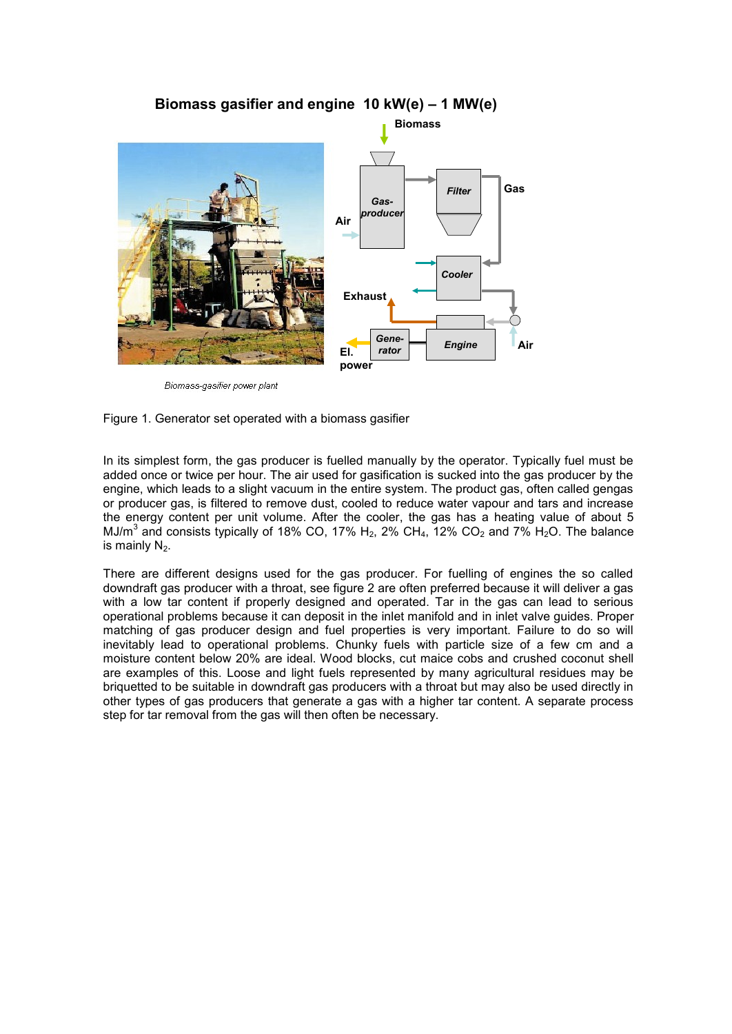Figure 1. Generator set operated with a biomass gasifier

In its simplest form, the gas producer is fuelled manually by the operator. Typically fuel must be added once or twice per hour. The air used for gasification is sucked into the gas producer by the engine, which leads to a slight vacuum in the entire system. The product gas, often called gengas or producer gas, is filtered to remove dust, cooled to reduce water vapour and tars and increase the energy content per unit volume. After the cooler, the gas has a heating value of about 5 $MJ/m^3$ and consists typically of 18% CO, 17% $H_2$, 2% $CH_4$, 12% $CO_2$ and 7% $H_2O$. The balance is mainly $N_2$.

There are different designs used for the gas producer. For fuelling of engines the so called downdraft gas producer with a throat, see figure 2 are often preferred because it will deliver a gas with a low tar content if properly designed and operated. Tar in the gas can lead to serious operational problems because it can deposit in the inlet manifold and in inlet valve guides. Proper matching of gas producer design and fuel properties is very important. Failure to do so will inevitably lead to operational problems. Chunky fuels with particle size of a few cm and a moisture content below 20% are ideal. Wood blocks, cut maice cobs and crushed coconut shell are examples of this. Loose and light fuels represented by many agricultural residues may be briquetted to be suitable in downdraft gas producers with a throat but may also be used directly in other types of gas producers that generate a gas with a higher tar content. A separate process step for tar removal from the gas will then often be necessary.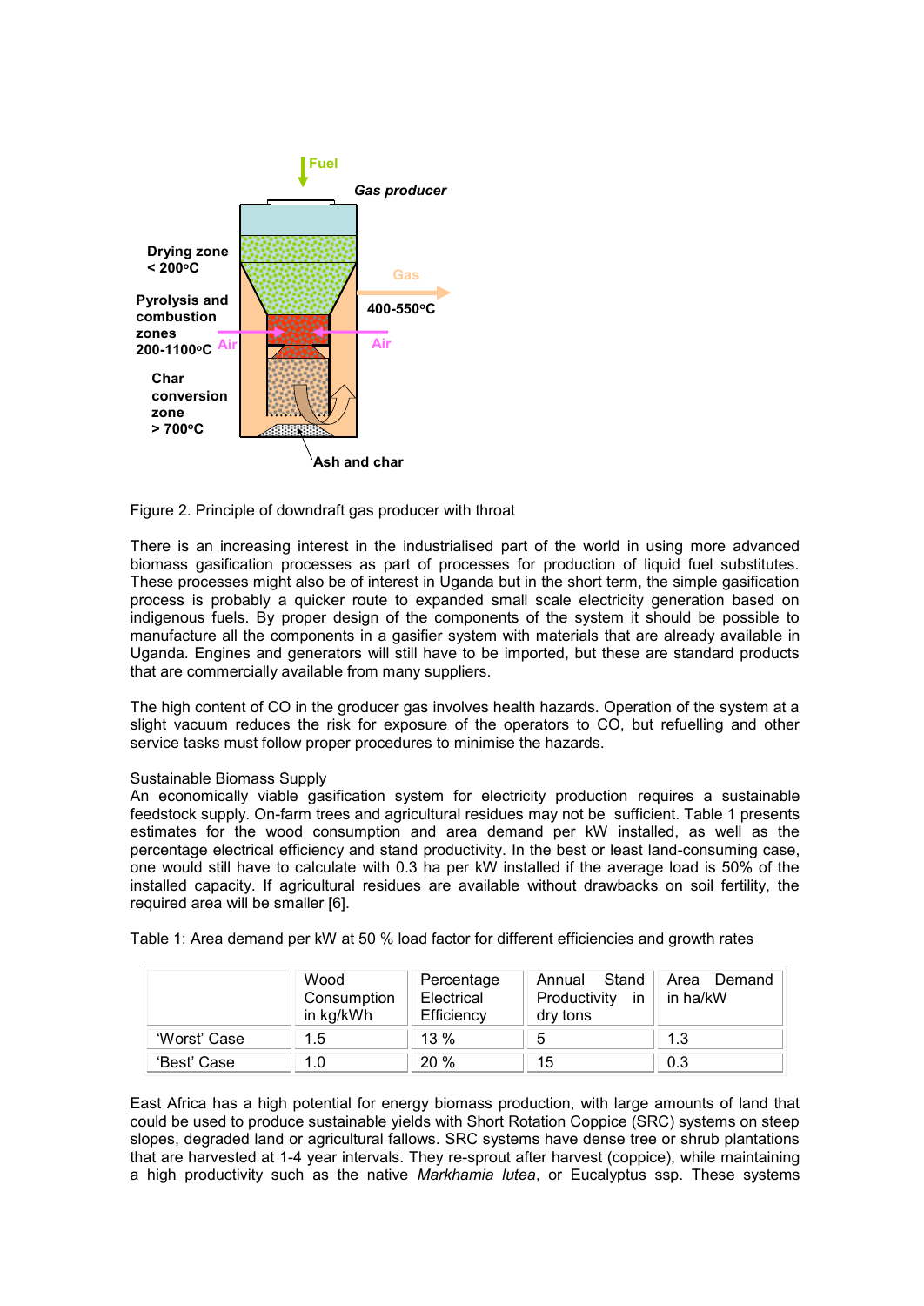Figure 2. Principle of downdraft gas producer with throat

There is an increasing interest in the industrialised part of the world in using more advanced biomass gasification processes as part of processes for production of liquid fuel substitutes. These processes might also be of interest in Uganda but in the short term, the simple gasification process is probably a quicker route to expanded small scale electricity generation based on indigenous fuels. By proper design of the components of the system it should be possible to manufacture all the components in a gasifier system with materials that are already available in Uganda. Engines and generators will still have to be imported, but these are standard products that are commercially available from many suppliers.

The high content of CO in the groducer gas involves health hazards. Operation of the system at a slight vacuum reduces the risk for exposure of the operators to CO, but refuelling and other service tasks must follow proper procedures to minimise the hazards.

Sustainable Biomass Supply

An economically viable gasification system for electricity production requires a sustainable feedstock supply. On-farm trees and agricultural residues may not be sufficient. Table 1 presents estimates for the wood consumption and area demand per kW installed, as well as the percentage electrical efficiency and stand productivity. In the best or least land-consuming case, one would still have to calculate with 0.3 ha per kW installed if the average load is 50% of the installed capacity. If agricultural residues are available without drawbacks on soil fertility, the required area will be smaller [6].

Table 1: Area demand per kW at 50 % load factor for different efficiencies and growth rates

| | Wood Consumption in kg/kWh | Percentage Electrical Efficiency | Annual Stand Productivity in dry tons | Area Demand in ha/kW |
|---|---|---|---|---|
| 'Worst' Case | 1.5 | 13 % | 5 | 1.3 |
| 'Best' Case | 1.0 | 20 % | 15 | 0.3 |

East Africa has a high potential for energy biomass production, with large amounts of land that could be used to produce sustainable yields with Short Rotation Coppice (SRC) systems on steep slopes, degraded land or agricultural fallows. SRC systems have dense tree or shrub plantations that are harvested at 1-4 year intervals. They re-sprout after harvest (coppice), while maintaining a high productivity such as the native *Markhamia lutea*, or Eucalyptus ssp. These systems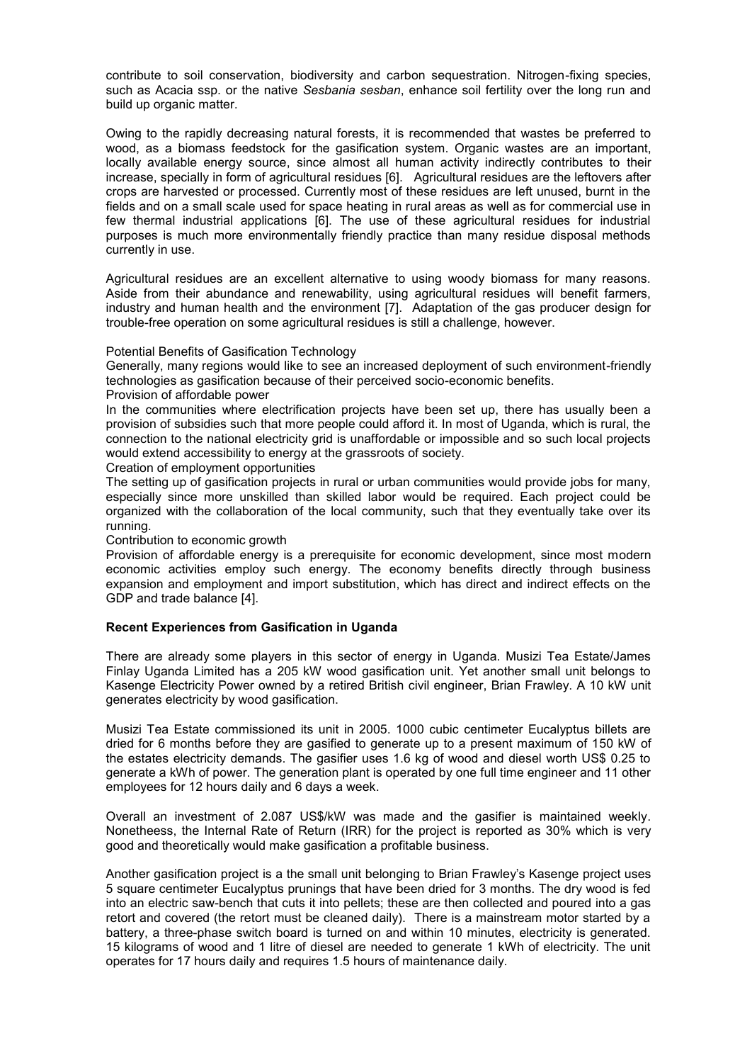contribute to soil conservation, biodiversity and carbon sequestration. Nitrogen-fixing species, such as Acacia ssp. or the native *Sesbania sesban*, enhance soil fertility over the long run and build up organic matter.

Owing to the rapidly decreasing natural forests, it is recommended that wastes be preferred to wood, as a biomass feedstock for the gasification system. Organic wastes are an important, locally available energy source, since almost all human activity indirectly contributes to their increase, specially in form of agricultural residues [6]. Agricultural residues are the leftovers after crops are harvested or processed. Currently most of these residues are left unused, burnt in the fields and on a small scale used for space heating in rural areas as well as for commercial use in few thermal industrial applications [6]. The use of these agricultural residues for industrial purposes is much more environmentally friendly practice than many residue disposal methods currently in use.

Agricultural residues are an excellent alternative to using woody biomass for many reasons. Aside from their abundance and renewability, using agricultural residues will benefit farmers, industry and human health and the environment [7]. Adaptation of the gas producer design for trouble-free operation on some agricultural residues is still a challenge, however.

Potential Benefits of Gasification Technology

Generally, many regions would like to see an increased deployment of such environment-friendly technologies as gasification because of their perceived socio-economic benefits.

Provision of affordable power

In the communities where electrification projects have been set up, there has usually been a provision of subsidies such that more people could afford it. In most of Uganda, which is rural, the connection to the national electricity grid is unaffordable or impossible and so such local projects would extend accessibility to energy at the grassroots of society.

Creation of employment opportunities

The setting up of gasification projects in rural or urban communities would provide jobs for many, especially since more unskilled than skilled labor would be required. Each project could be organized with the collaboration of the local community, such that they eventually take over its running.

Contribution to economic growth

Provision of affordable energy is a prerequisite for economic development, since most modern economic activities employ such energy. The economy benefits directly through business expansion and employment and import substitution, which has direct and indirect effects on the GDP and trade balance [4].

**Recent Experiences from Gasification in Uganda**

There are already some players in this sector of energy in Uganda. Musizi Tea Estate/James Finlay Uganda Limited has a 205 kW wood gasification unit. Yet another small unit belongs to Kasenge Electricity Power owned by a retired British civil engineer, Brian Frawley. A 10 kW unit generates electricity by wood gasification.

Musizi Tea Estate commissioned its unit in 2005. 1000 cubic centimeter Eucalyptus billets are dried for 6 months before they are gasified to generate up to a present maximum of 150 kW of the estates electricity demands. The gasifier uses 1.6 kg of wood and diesel worth US$ 0.25 to generate a kWh of power. The generation plant is operated by one full time engineer and 11 other employees for 12 hours daily and 6 days a week.

Overall an investment of 2.087 US$/kW was made and the gasifier is maintained weekly. Nonetheess, the Internal Rate of Return (IRR) for the project is reported as 30% which is very good and theoretically would make gasification a profitable business.

Another gasification project is a the small unit belonging to Brian Frawley's Kasenge project uses 5 square centimeter Eucalyptus prunings that have been dried for 3 months. The dry wood is fed into an electric saw-bench that cuts it into pellets; these are then collected and poured into a gas retort and covered (the retort must be cleaned daily). There is a mainstream motor started by a battery, a three-phase switch board is turned on and within 10 minutes, electricity is generated. 15 kilograms of wood and 1 litre of diesel are needed to generate 1 kWh of electricity. The unit operates for 17 hours daily and requires 1.5 hours of maintenance daily.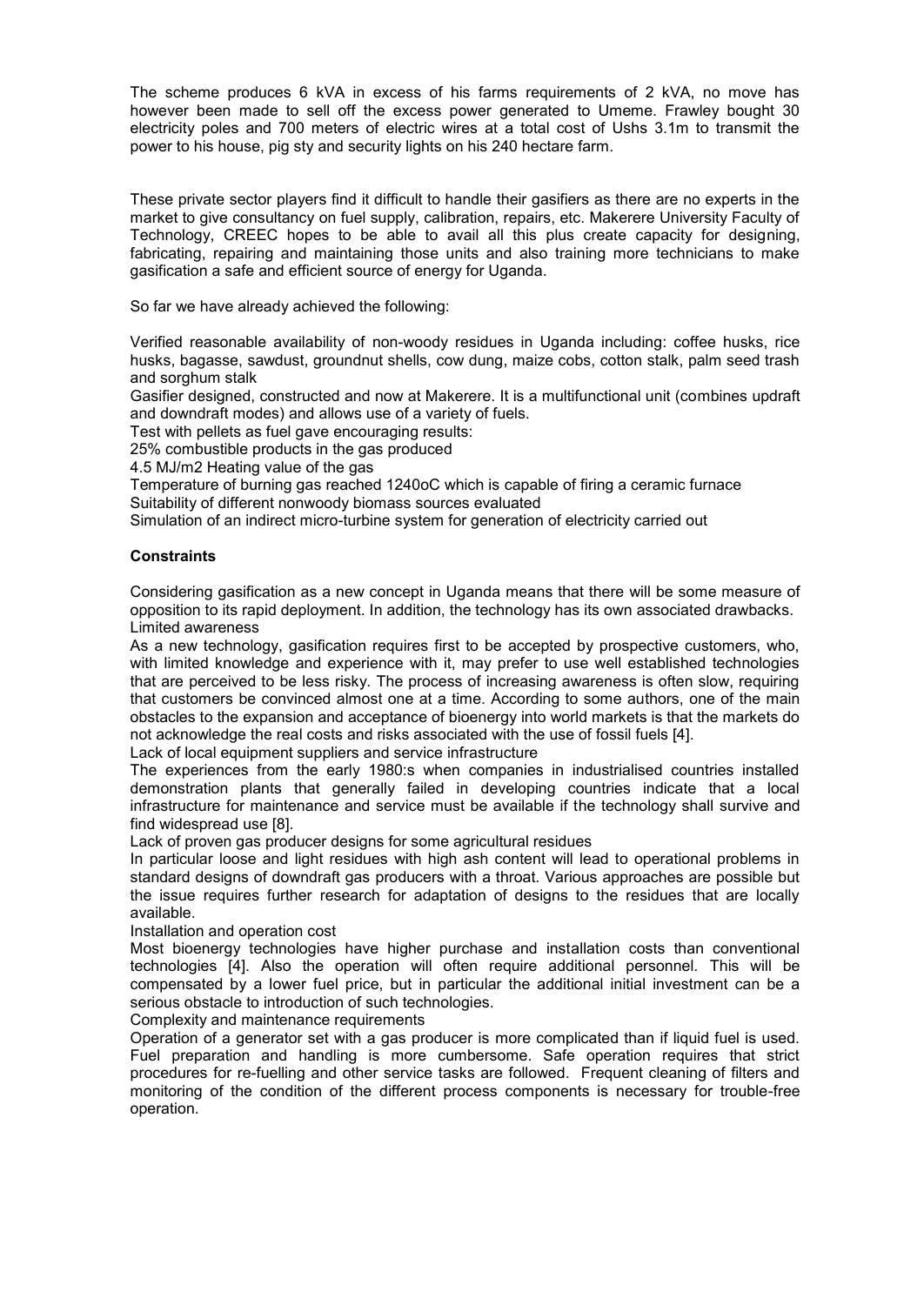The scheme produces 6 kVA in excess of his farms requirements of 2 kVA, no move has however been made to sell off the excess power generated to Umeme. Frawley bought 30 electricity poles and 700 meters of electric wires at a total cost of Ushs 3.1m to transmit the power to his house, pig sty and security lights on his 240 hectare farm.

These private sector players find it difficult to handle their gasifiers as there are no experts in the market to give consultancy on fuel supply, calibration, repairs, etc. Makerere University Faculty of Technology, CREEC hopes to be able to avail all this plus create capacity for designing, fabricating, repairing and maintaining those units and also training more technicians to make gasification a safe and efficient source of energy for Uganda.

So far we have already achieved the following:

Verified reasonable availability of non-woody residues in Uganda including: coffee husks, rice husks, bagasse, sawdust, groundnut shells, cow dung, maize cobs, cotton stalk, palm seed trash and sorghum stalk

Gasifier designed, constructed and now at Makerere. It is a multifunctional unit (combines updraft and downdraft modes) and allows use of a variety of fuels.

Test with pellets as fuel gave encouraging results:

25% combustible products in the gas produced

4.5 MJ/m2 Heating value of the gas

Temperature of burning gas reached 1240oC which is capable of firing a ceramic furnace

Suitability of different nonwoody biomass sources evaluated

Simulation of an indirect micro-turbine system for generation of electricity carried out

## Constraints

Considering gasification as a new concept in Uganda means that there will be some measure of opposition to its rapid deployment. In addition, the technology has its own associated drawbacks.

Limited awareness

As a new technology, gasification requires first to be accepted by prospective customers, who, with limited knowledge and experience with it, may prefer to use well established technologies that are perceived to be less risky. The process of increasing awareness is often slow, requiring that customers be convinced almost one at a time. According to some authors, one of the main obstacles to the expansion and acceptance of bioenergy into world markets is that the markets do not acknowledge the real costs and risks associated with the use of fossil fuels [4].

Lack of local equipment suppliers and service infrastructure

The experiences from the early 1980:s when companies in industrialised countries installed demonstration plants that generally failed in developing countries indicate that a local infrastructure for maintenance and service must be available if the technology shall survive and find widespread use [8].

Lack of proven gas producer designs for some agricultural residues

In particular loose and light residues with high ash content will lead to operational problems in standard designs of downdraft gas producers with a throat. Various approaches are possible but the issue requires further research for adaptation of designs to the residues that are locally available.

Installation and operation cost

Most bioenergy technologies have higher purchase and installation costs than conventional technologies [4]. Also the operation will often require additional personnel. This will be compensated by a lower fuel price, but in particular the additional initial investment can be a serious obstacle to introduction of such technologies.

Complexity and maintenance requirements

Operation of a generator set with a gas producer is more complicated than if liquid fuel is used. Fuel preparation and handling is more cumbersome. Safe operation requires that strict procedures for re-fuelling and other service tasks are followed. Frequent cleaning of filters and monitoring of the condition of the different process components is necessary for trouble-free operation.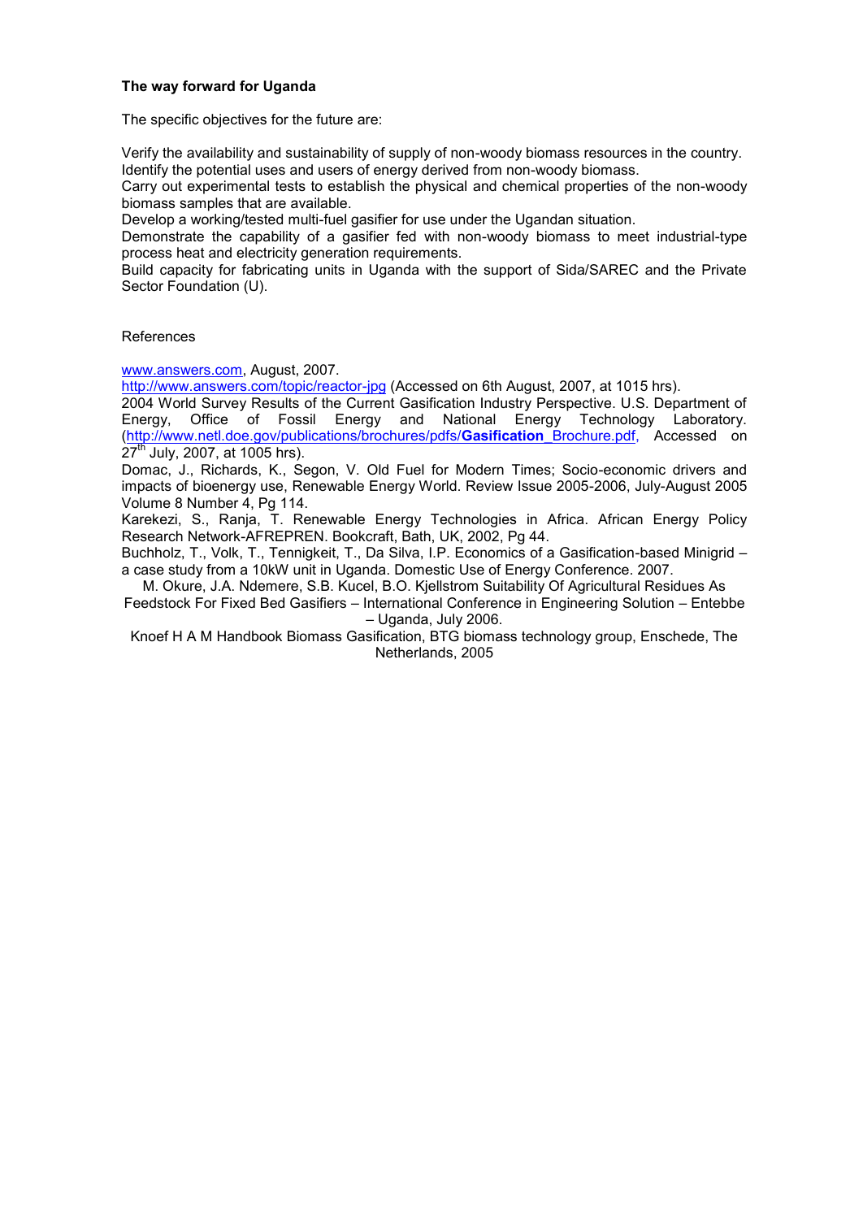**The way forward for Uganda**

The specific objectives for the future are:

Verify the availability and sustainability of supply of non-woody biomass resources in the country.
Identify the potential uses and users of energy derived from non-woody biomass.
Carry out experimental tests to establish the physical and chemical properties of the non-woody biomass samples that are available.
Develop a working/tested multi-fuel gasifier for use under the Ugandan situation.
Demonstrate the capability of a gasifier fed with non-woody biomass to meet industrial-type process heat and electricity generation requirements.
Build capacity for fabricating units in Uganda with the support of Sida/SAREC and the Private Sector Foundation (U).

References

www.answers.com, August, 2007.
http://www.answers.com/topic/reactor-jpg (Accessed on 6th August, 2007, at 1015 hrs).
2004 World Survey Results of the Current Gasification Industry Perspective. U.S. Department of Energy, Office of Fossil Energy and National Energy Technology Laboratory. (http://www.netl.doe.gov/publications/brochures/pdfs/**Gasification**_Brochure.pdf, Accessed on 27th July, 2007, at 1005 hrs).
Domac, J., Richards, K., Segon, V. Old Fuel for Modern Times; Socio-economic drivers and impacts of bioenergy use, Renewable Energy World. Review Issue 2005-2006, July-August 2005 Volume 8 Number 4, Pg 114.
Karekezi, S., Ranja, T. Renewable Energy Technologies in Africa. African Energy Policy Research Network-AFREPREN. Bookcraft, Bath, UK, 2002, Pg 44.
Buchholz, T., Volk, T., Tennigkeit, T., Da Silva, I.P. Economics of a Gasification-based Minigrid – a case study from a 10kW unit in Uganda. Domestic Use of Energy Conference. 2007.
M. Okure, J.A. Ndemere, S.B. Kucel, B.O. Kjellstrom Suitability Of Agricultural Residues As Feedstock For Fixed Bed Gasifiers – International Conference in Engineering Solution – Entebbe – Uganda, July 2006.
Knoef H A M Handbook Biomass Gasification, BTG biomass technology group, Enschede, The Netherlands, 2005